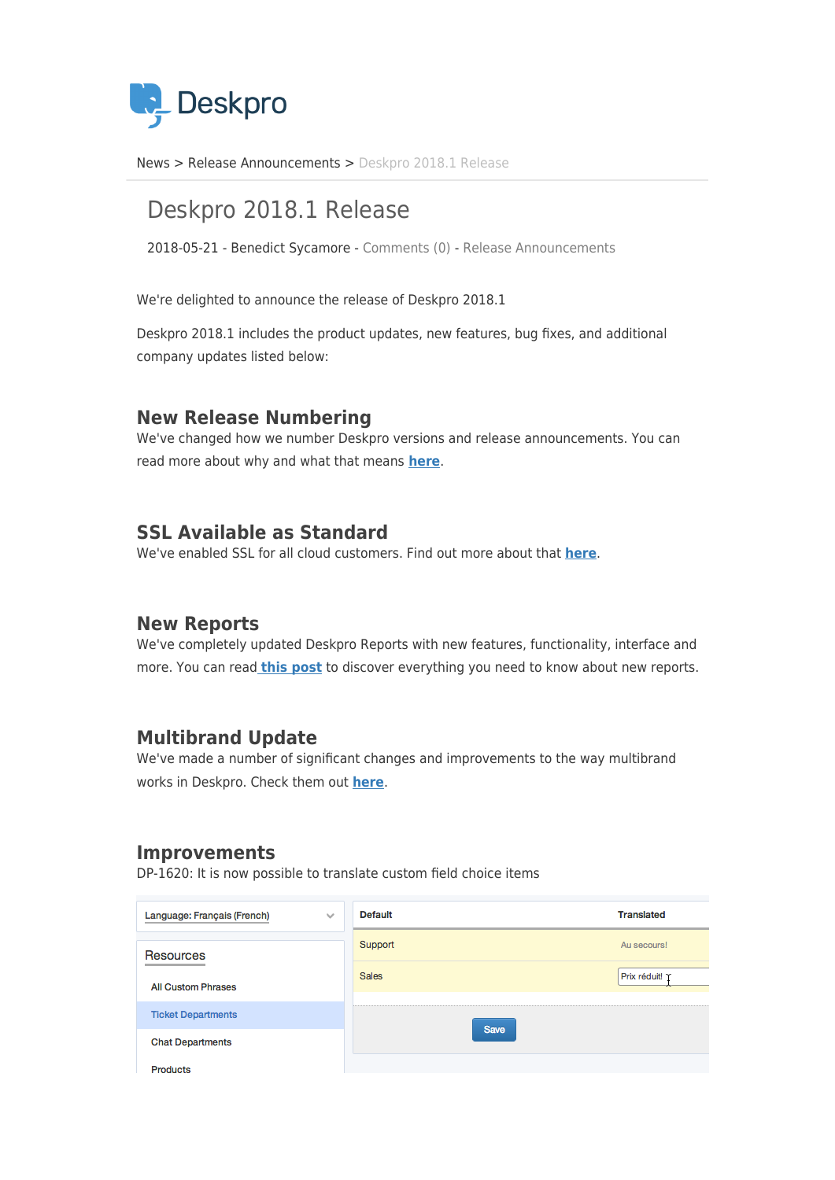Deskpro

News > Release Announcements > Deskpro 2018.1 Release

# Deskpro 2018.1 Release

2018-05-21 - Benedict Sycamore - Comments (0) - Release Announcements

We're delighted to announce the release of Deskpro 2018.1

Deskpro 2018.1 includes the product updates, new features, bug fixes, and additional company updates listed below:

## New Release Numbering

We've changed how we number Deskpro versions and release announcements. You can read more about why and what that means **here**.

## SSL Available as Standard

We've enabled SSL for all cloud customers. Find out more about that **here**.

## New Reports

We've completely updated Deskpro Reports with new features, functionality, interface and more. You can read **this post** to discover everything you need to know about new reports.

## Multibrand Update

We've made a number of significant changes and improvements to the way multibrand works in Deskpro. Check them out **here**.

## Improvements

DP-1620: It is now possible to translate custom field choice items

Language: Français (French)

Resources

- All Custom Phrases
- Ticket Departments
- Chat Departments
- Products

| Default | Translated |
|---|---|
| Support | Au secours! |
| Sales | Prix réduit! |

Save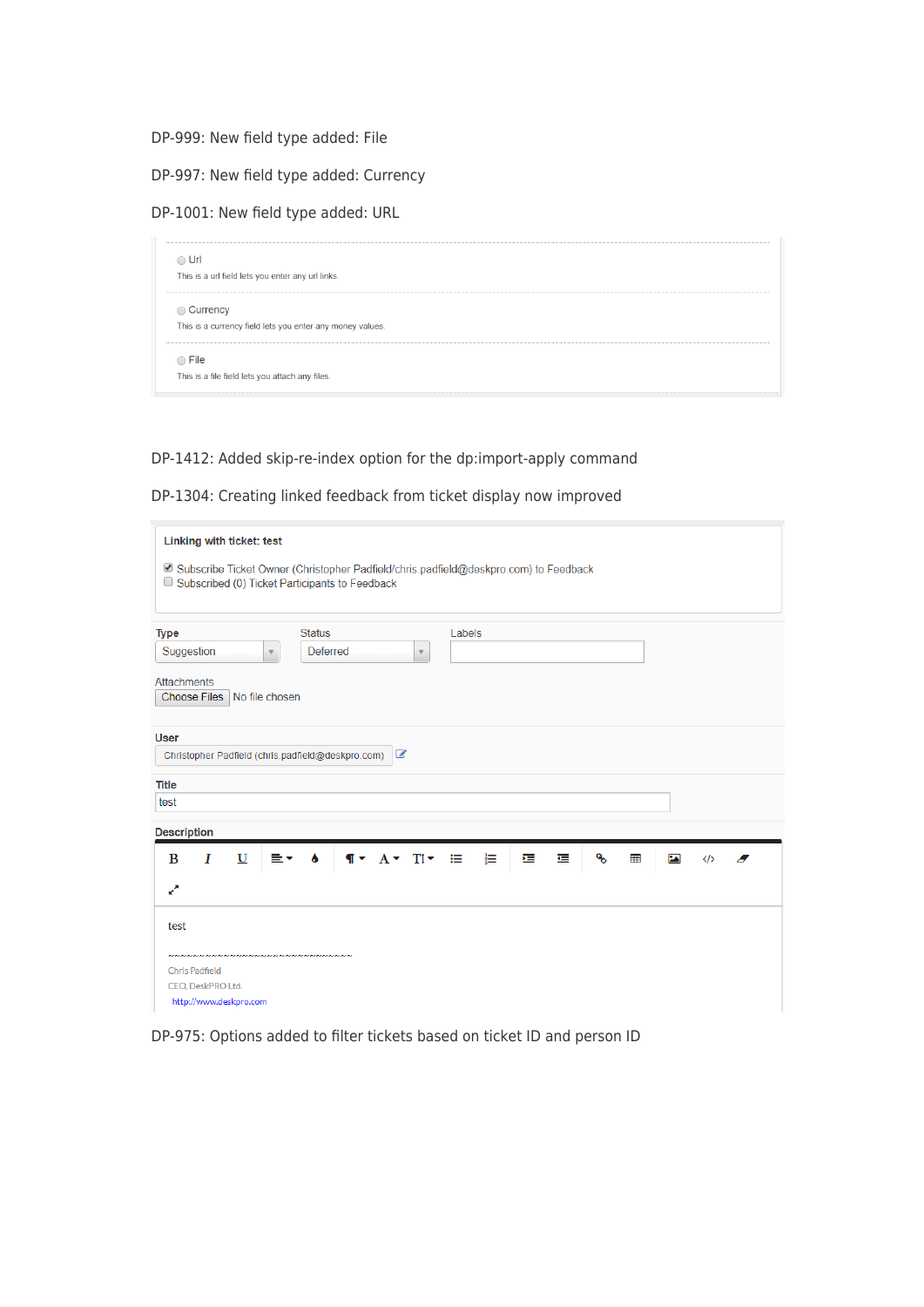DP-999: New field type added: File

DP-997: New field type added: Currency

DP-1001: New field type added: URL

DP-1412: Added skip-re-index option for the dp:import-apply command

DP-1304: Creating linked feedback from ticket display now improved

DP-975: Options added to filter tickets based on ticket ID and person ID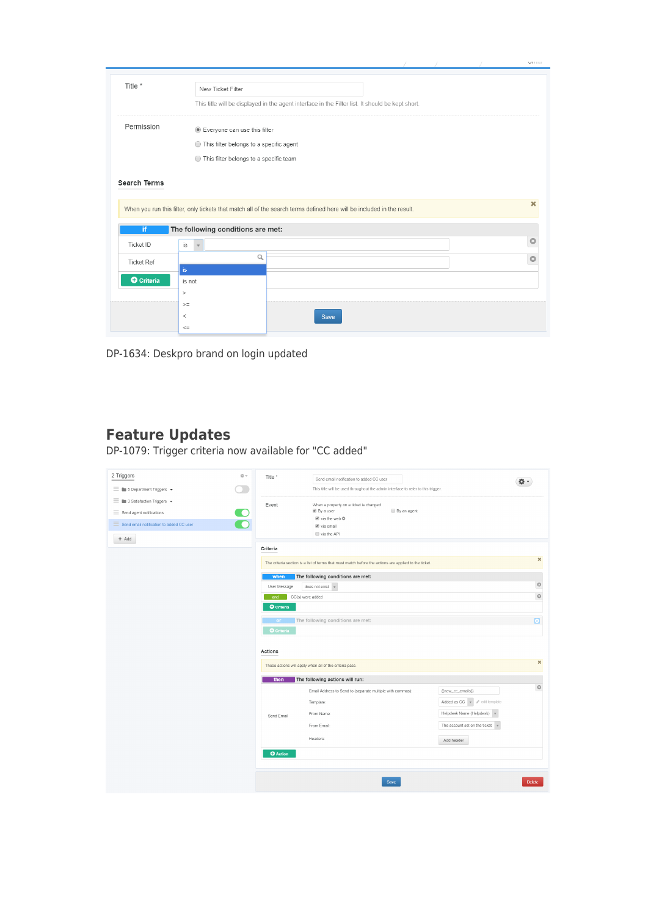DP-1634: Deskpro brand on login updated

## Feature Updates

DP-1079: Trigger criteria now available for "CC added"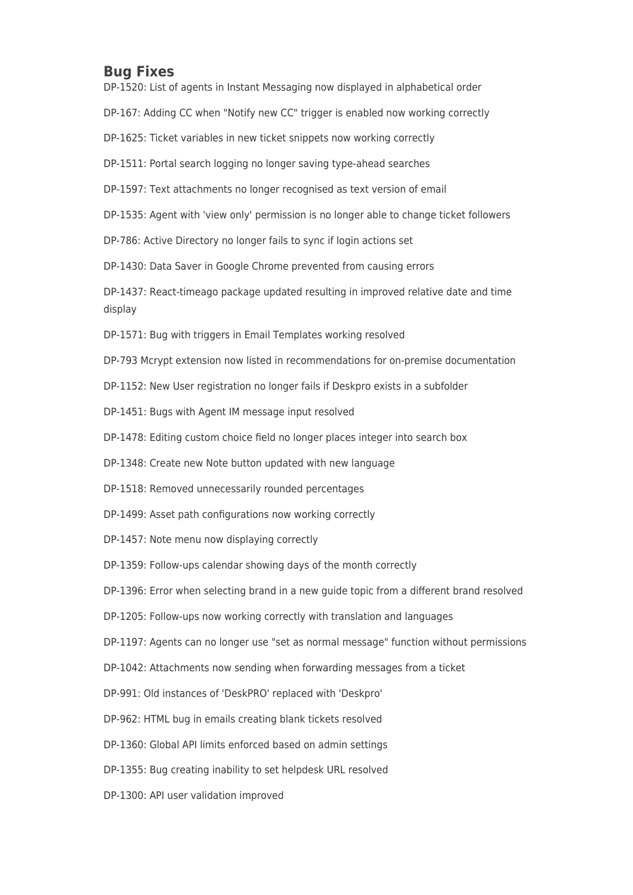## Bug Fixes

DP-1520: List of agents in Instant Messaging now displayed in alphabetical order

DP-167: Adding CC when "Notify new CC" trigger is enabled now working correctly

DP-1625: Ticket variables in new ticket snippets now working correctly

DP-1511: Portal search logging no longer saving type-ahead searches

DP-1597: Text attachments no longer recognised as text version of email

DP-1535: Agent with 'view only' permission is no longer able to change ticket followers

DP-786: Active Directory no longer fails to sync if login actions set

DP-1430: Data Saver in Google Chrome prevented from causing errors

DP-1437: React-timeago package updated resulting in improved relative date and time display

DP-1571: Bug with triggers in Email Templates working resolved

DP-793 Mcrypt extension now listed in recommendations for on-premise documentation

DP-1152: New User registration no longer fails if Deskpro exists in a subfolder

DP-1451: Bugs with Agent IM message input resolved

DP-1478: Editing custom choice field no longer places integer into search box

DP-1348: Create new Note button updated with new language

DP-1518: Removed unnecessarily rounded percentages

DP-1499: Asset path configurations now working correctly

DP-1457: Note menu now displaying correctly

DP-1359: Follow-ups calendar showing days of the month correctly

DP-1396: Error when selecting brand in a new guide topic from a different brand resolved

DP-1205: Follow-ups now working correctly with translation and languages

DP-1197: Agents can no longer use "set as normal message" function without permissions

DP-1042: Attachments now sending when forwarding messages from a ticket

DP-991: Old instances of 'DeskPRO' replaced with 'Deskpro'

DP-962: HTML bug in emails creating blank tickets resolved

DP-1360: Global API limits enforced based on admin settings

DP-1355: Bug creating inability to set helpdesk URL resolved

DP-1300: API user validation improved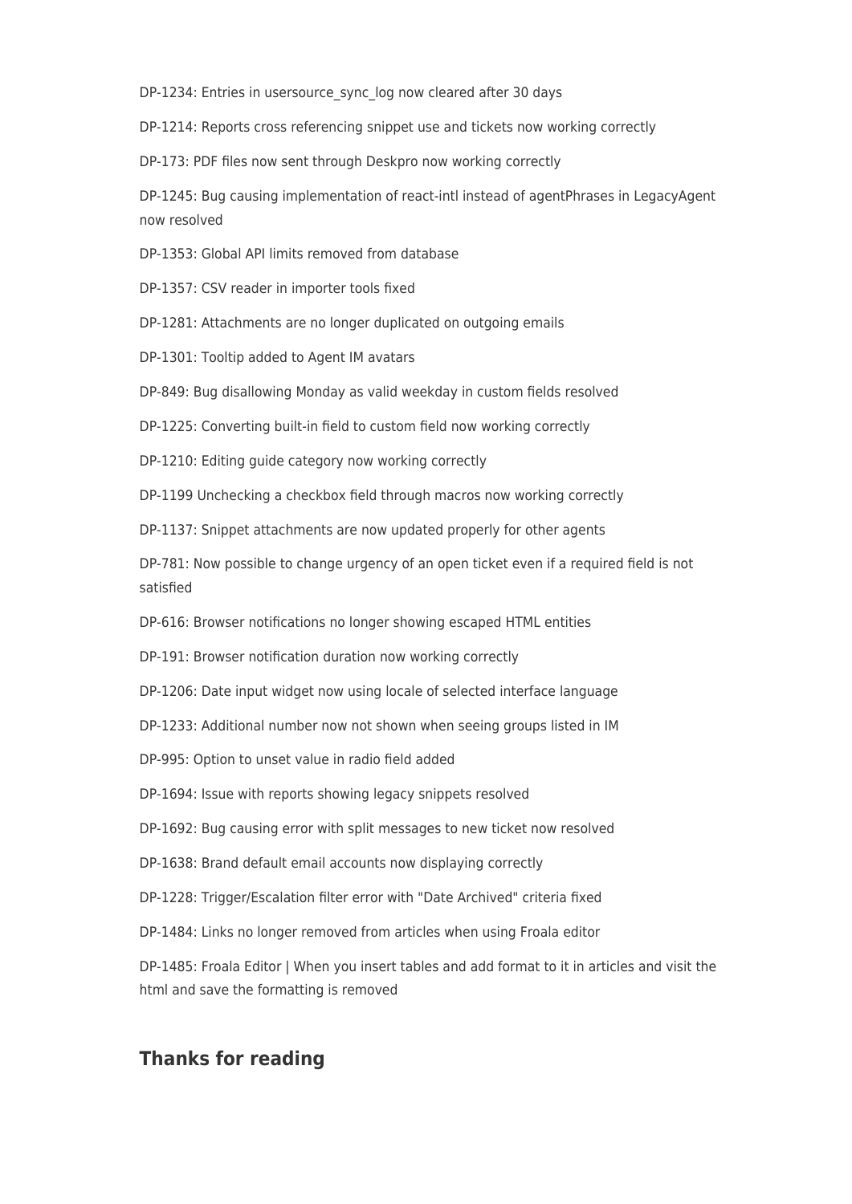DP-1234: Entries in usersource_sync_log now cleared after 30 days

DP-1214: Reports cross referencing snippet use and tickets now working correctly

DP-173: PDF files now sent through Deskpro now working correctly

DP-1245: Bug causing implementation of react-intl instead of agentPhrases in LegacyAgent now resolved

DP-1353: Global API limits removed from database

DP-1357: CSV reader in importer tools fixed

DP-1281: Attachments are no longer duplicated on outgoing emails

DP-1301: Tooltip added to Agent IM avatars

DP-849: Bug disallowing Monday as valid weekday in custom fields resolved

DP-1225: Converting built-in field to custom field now working correctly

DP-1210: Editing guide category now working correctly

DP-1199 Unchecking a checkbox field through macros now working correctly

DP-1137: Snippet attachments are now updated properly for other agents

DP-781: Now possible to change urgency of an open ticket even if a required field is not satisfied

DP-616: Browser notifications no longer showing escaped HTML entities

DP-191: Browser notification duration now working correctly

DP-1206: Date input widget now using locale of selected interface language

DP-1233: Additional number now not shown when seeing groups listed in IM

DP-995: Option to unset value in radio field added

DP-1694: Issue with reports showing legacy snippets resolved

DP-1692: Bug causing error with split messages to new ticket now resolved

DP-1638: Brand default email accounts now displaying correctly

DP-1228: Trigger/Escalation filter error with "Date Archived" criteria fixed

DP-1484: Links no longer removed from articles when using Froala editor

DP-1485: Froala Editor | When you insert tables and add format to it in articles and visit the html and save the formatting is removed

## Thanks for reading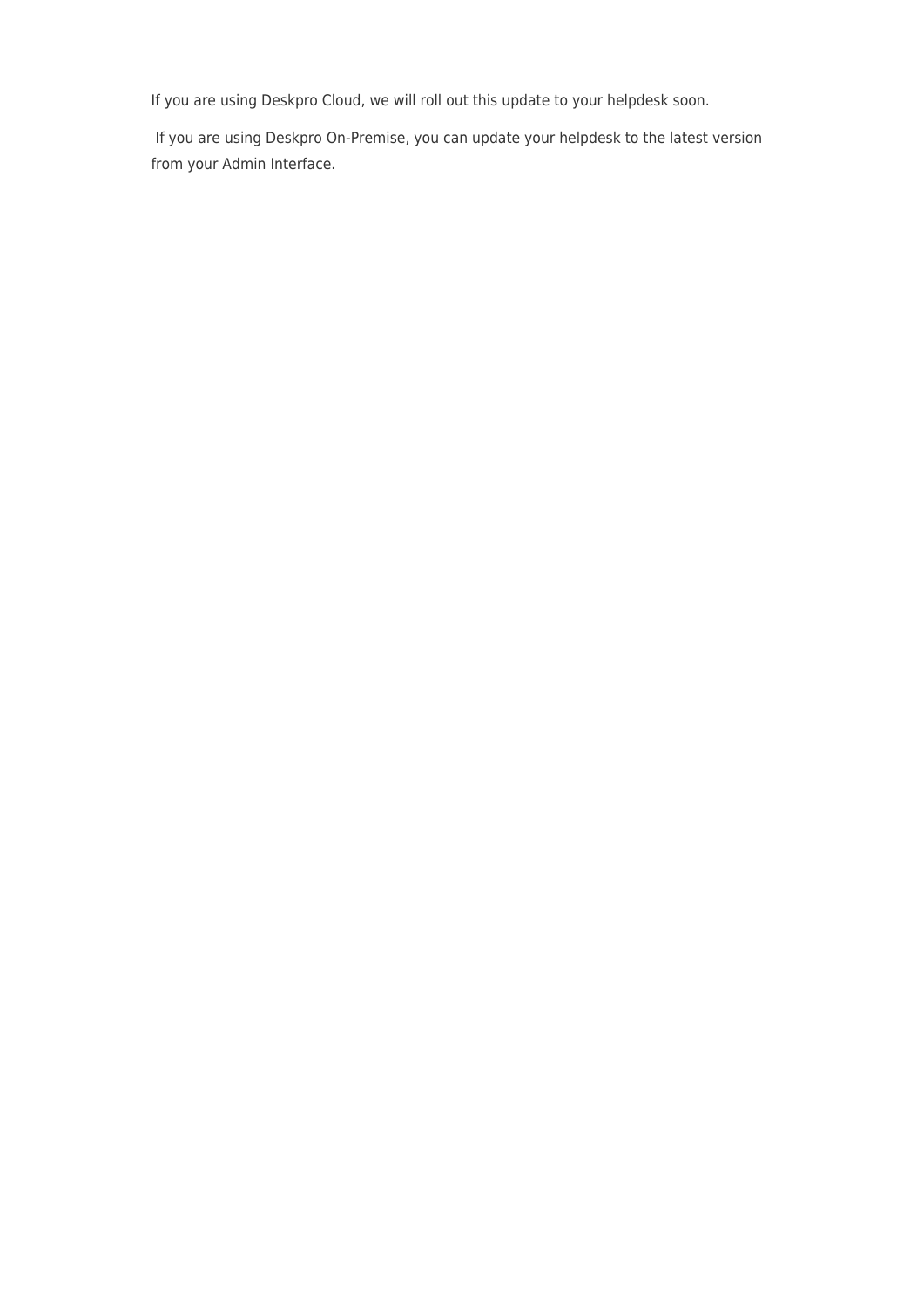If you are using Deskpro Cloud, we will roll out this update to your helpdesk soon.

If you are using Deskpro On-Premise, you can update your helpdesk to the latest version from your Admin Interface.